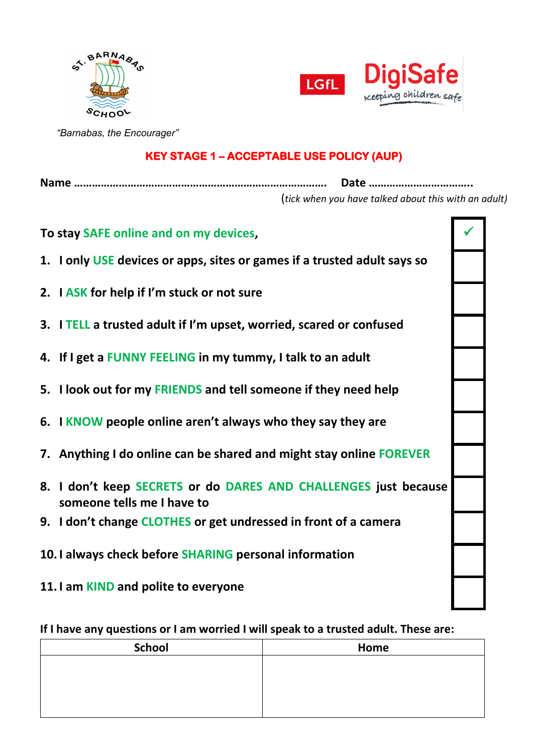ST. BARNABAS SCHOOL

LGfL DigiSafe *Keeping children safe*

*"Barnabas, the Encourager"*

## KEY STAGE 1 – ACCEPTABLE USE POLICY (AUP)

**Name ……………………………………………………………………… Date ……………………………..**

(*tick when you have talked about this with an adult*)

| To stay SAFE online and on my devices, | ✓ |
|---|---|
| 1. I only USE devices or apps, sites or games if a trusted adult says so | |
| 2. I ASK for help if I'm stuck or not sure | |
| 3. I TELL a trusted adult if I'm upset, worried, scared or confused | |
| 4. If I get a FUNNY FEELING in my tummy, I talk to an adult | |
| 5. I look out for my FRIENDS and tell someone if they need help | |
| 6. I KNOW people online aren't always who they say they are | |
| 7. Anything I do online can be shared and might stay online FOREVER | |
| 8. I don't keep SECRETS or do DARES AND CHALLENGES just because someone tells me I have to | |
| 9. I don't change CLOTHES or get undressed in front of a camera | |
| 10. I always check before SHARING personal information | |
| 11. I am KIND and polite to everyone | |

**If I have any questions or I am worried I will speak to a trusted adult. These are:**

| School | Home |
|---|---|
| | |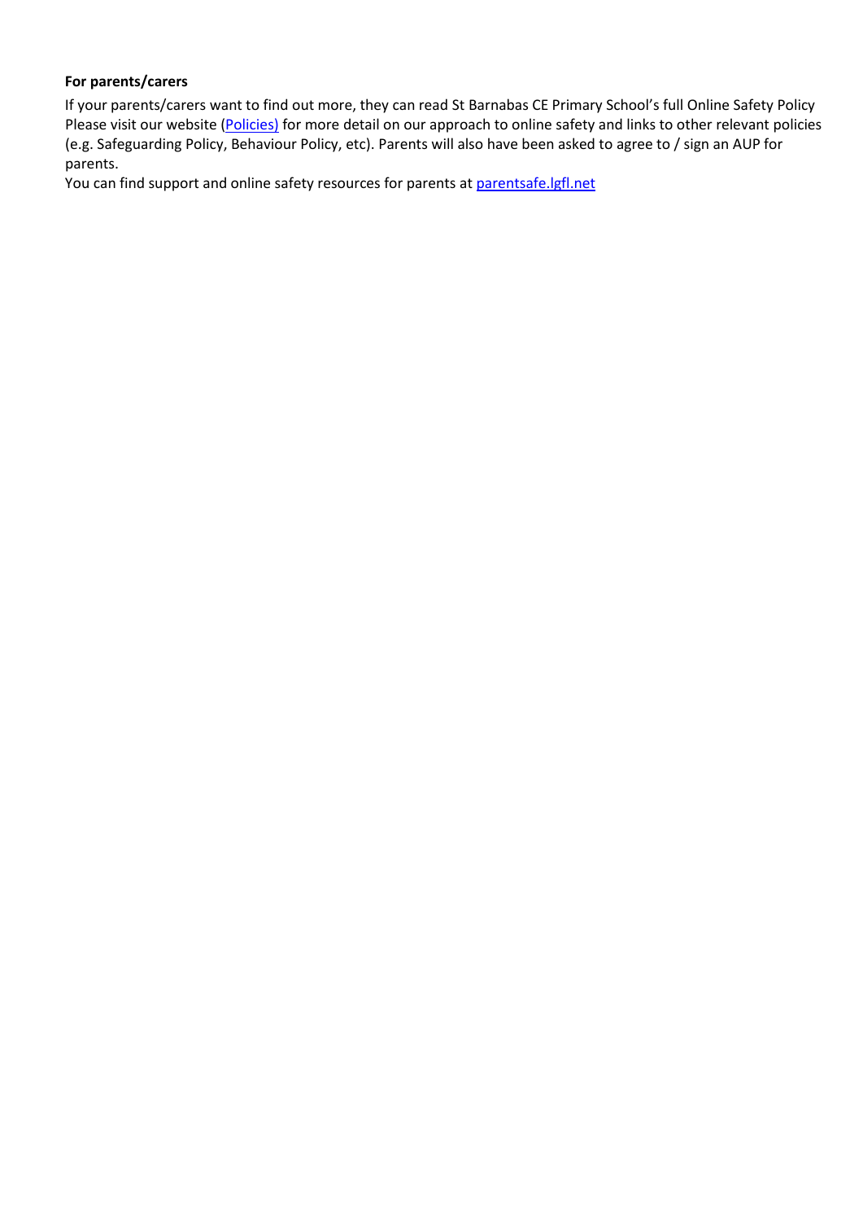**For parents/carers**

If your parents/carers want to find out more, they can read St Barnabas CE Primary School's full Online Safety Policy Please visit our website (Policies) for more detail on our approach to online safety and links to other relevant policies (e.g. Safeguarding Policy, Behaviour Policy, etc). Parents will also have been asked to agree to / sign an AUP for parents.

You can find support and online safety resources for parents at parentsafe.lgfl.net